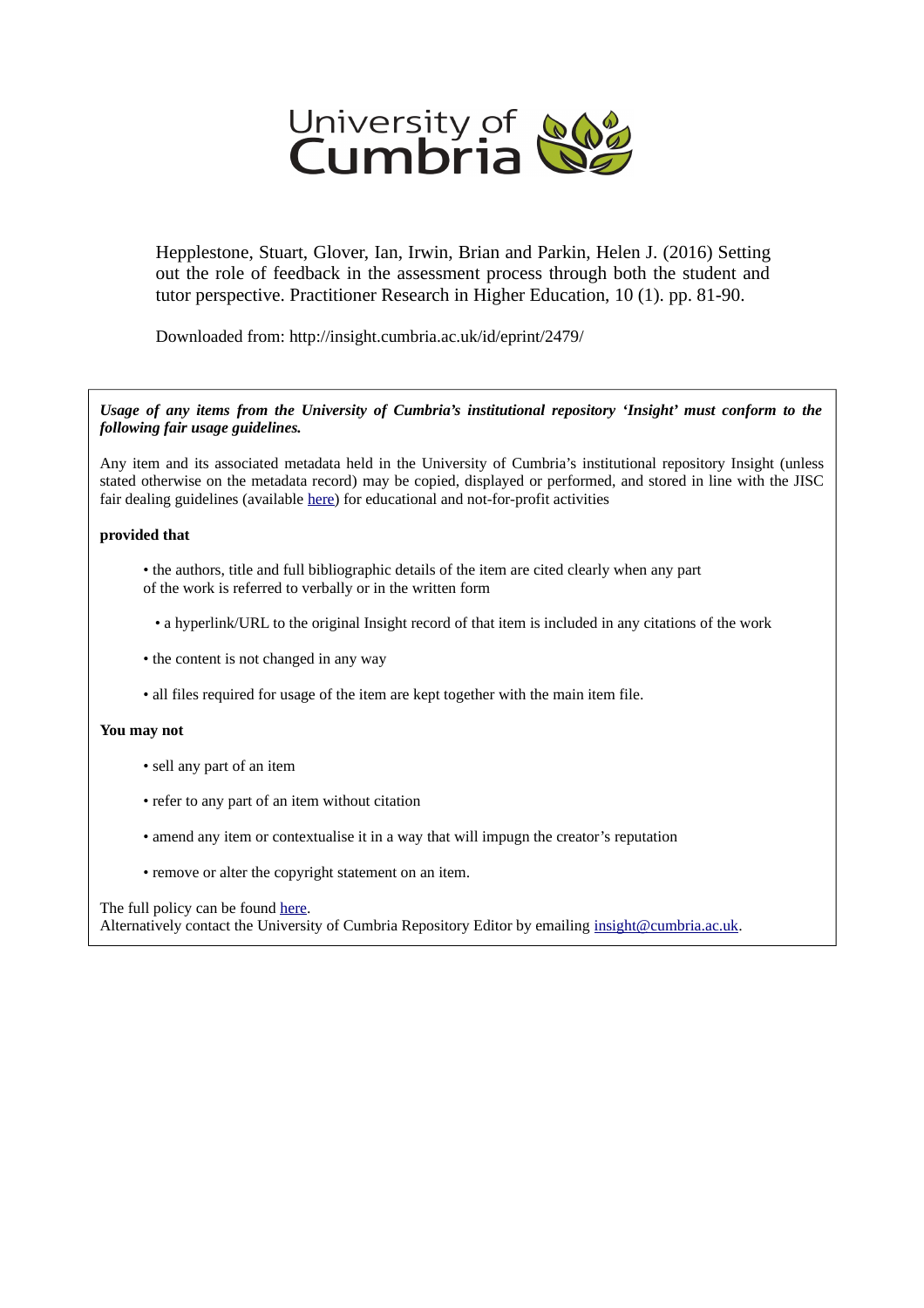University of Cumbria

Hepplestone, Stuart, Glover, Ian, Irwin, Brian and Parkin, Helen J. (2016) Setting out the role of feedback in the assessment process through both the student and tutor perspective. Practitioner Research in Higher Education, 10 (1). pp. 81-90.

Downloaded from: http://insight.cumbria.ac.uk/id/eprint/2479/

***Usage of any items from the University of Cumbria's institutional repository 'Insight' must conform to the following fair usage guidelines.***

Any item and its associated metadata held in the University of Cumbria's institutional repository Insight (unless stated otherwise on the metadata record) may be copied, displayed or performed, and stored in line with the JISC fair dealing guidelines (available here) for educational and not-for-profit activities

**provided that**

- the authors, title and full bibliographic details of the item are cited clearly when any part of the work is referred to verbally or in the written form
- a hyperlink/URL to the original Insight record of that item is included in any citations of the work
- the content is not changed in any way
- all files required for usage of the item are kept together with the main item file.

**You may not**

- sell any part of an item
- refer to any part of an item without citation
- amend any item or contextualise it in a way that will impugn the creator's reputation
- remove or alter the copyright statement on an item.

The full policy can be found here.
Alternatively contact the University of Cumbria Repository Editor by emailing insight@cumbria.ac.uk.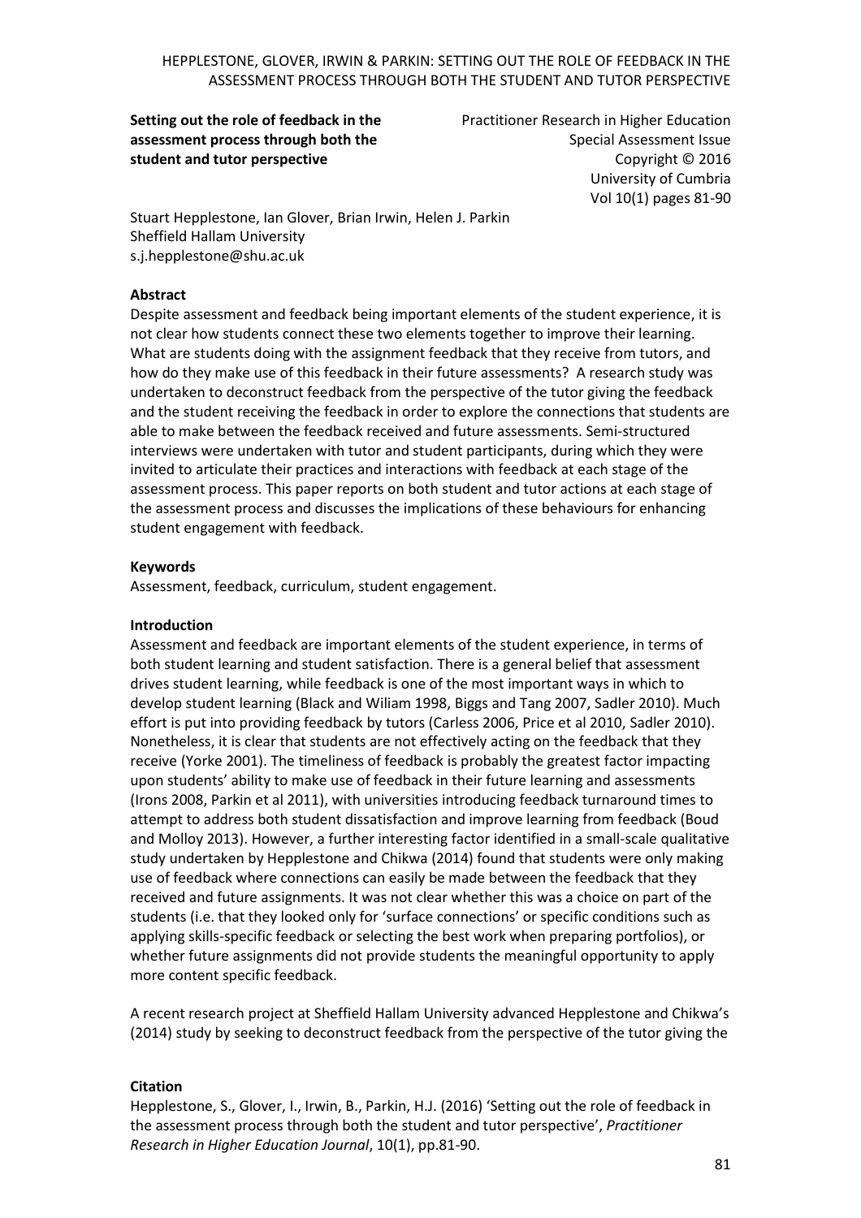**Setting out the role of feedback in the assessment process through both the student and tutor perspective**

Practitioner Research in Higher Education
Special Assessment Issue
Copyright © 2016
University of Cumbria
Vol 10(1) pages 81-90

Stuart Hepplestone, Ian Glover, Brian Irwin, Helen J. Parkin
Sheffield Hallam University
s.j.hepplestone@shu.ac.uk

### Abstract

Despite assessment and feedback being important elements of the student experience, it is not clear how students connect these two elements together to improve their learning. What are students doing with the assignment feedback that they receive from tutors, and how do they make use of this feedback in their future assessments? A research study was undertaken to deconstruct feedback from the perspective of the tutor giving the feedback and the student receiving the feedback in order to explore the connections that students are able to make between the feedback received and future assessments. Semi-structured interviews were undertaken with tutor and student participants, during which they were invited to articulate their practices and interactions with feedback at each stage of the assessment process. This paper reports on both student and tutor actions at each stage of the assessment process and discusses the implications of these behaviours for enhancing student engagement with feedback.

### Keywords

Assessment, feedback, curriculum, student engagement.

### Introduction

Assessment and feedback are important elements of the student experience, in terms of both student learning and student satisfaction. There is a general belief that assessment drives student learning, while feedback is one of the most important ways in which to develop student learning (Black and Wiliam 1998, Biggs and Tang 2007, Sadler 2010). Much effort is put into providing feedback by tutors (Carless 2006, Price et al 2010, Sadler 2010). Nonetheless, it is clear that students are not effectively acting on the feedback that they receive (Yorke 2001). The timeliness of feedback is probably the greatest factor impacting upon students' ability to make use of feedback in their future learning and assessments (Irons 2008, Parkin et al 2011), with universities introducing feedback turnaround times to attempt to address both student dissatisfaction and improve learning from feedback (Boud and Molloy 2013). However, a further interesting factor identified in a small-scale qualitative study undertaken by Hepplestone and Chikwa (2014) found that students were only making use of feedback where connections can easily be made between the feedback that they received and future assignments. It was not clear whether this was a choice on part of the students (i.e. that they looked only for 'surface connections' or specific conditions such as applying skills-specific feedback or selecting the best work when preparing portfolios), or whether future assignments did not provide students the meaningful opportunity to apply more content specific feedback.

A recent research project at Sheffield Hallam University advanced Hepplestone and Chikwa's (2014) study by seeking to deconstruct feedback from the perspective of the tutor giving the

### Citation

Hepplestone, S., Glover, I., Irwin, B., Parkin, H.J. (2016) 'Setting out the role of feedback in the assessment process through both the student and tutor perspective', *Practitioner Research in Higher Education Journal*, 10(1), pp.81-90.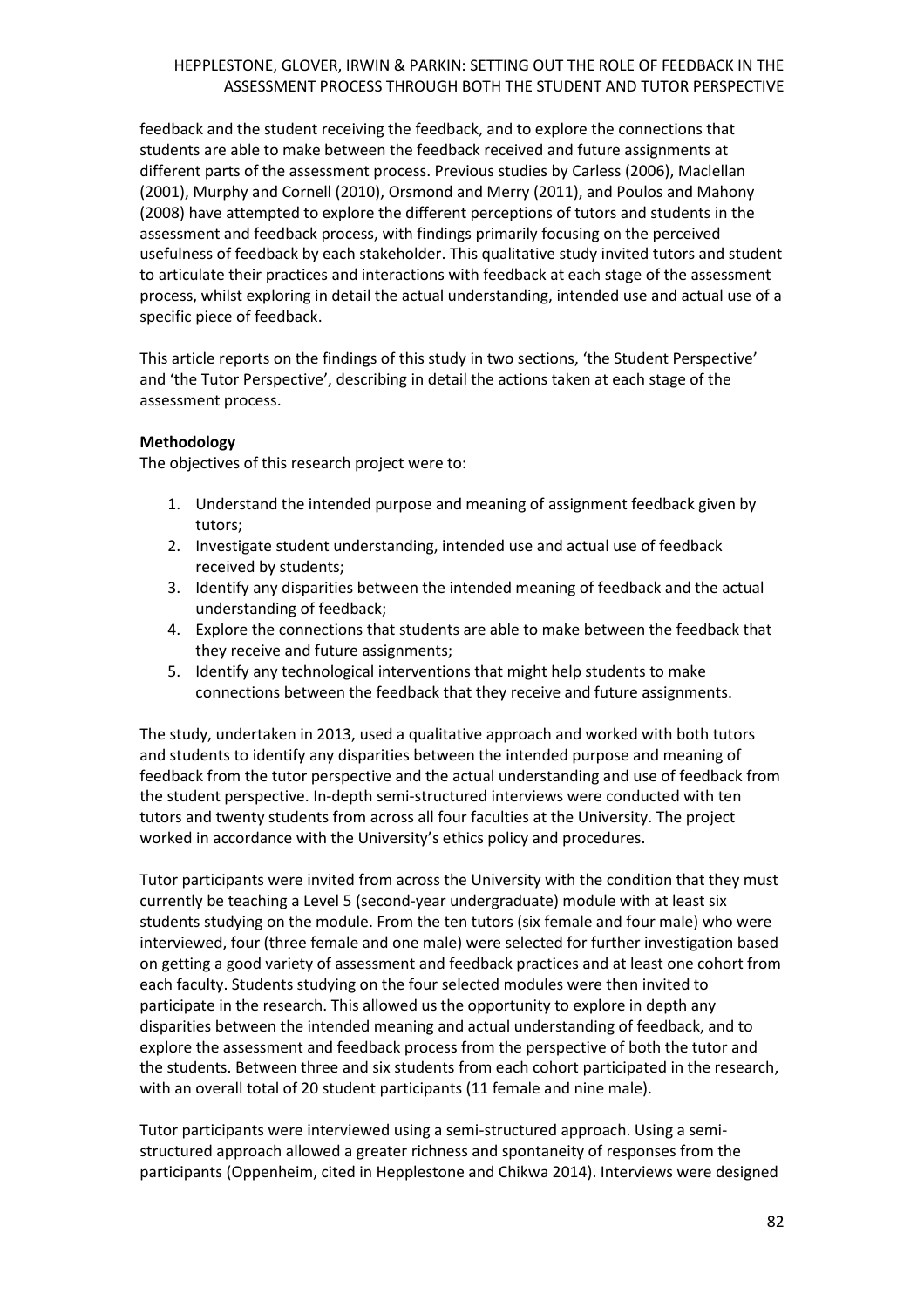feedback and the student receiving the feedback, and to explore the connections that students are able to make between the feedback received and future assignments at different parts of the assessment process. Previous studies by Carless (2006), Maclellan (2001), Murphy and Cornell (2010), Orsmond and Merry (2011), and Poulos and Mahony (2008) have attempted to explore the different perceptions of tutors and students in the assessment and feedback process, with findings primarily focusing on the perceived usefulness of feedback by each stakeholder. This qualitative study invited tutors and student to articulate their practices and interactions with feedback at each stage of the assessment process, whilst exploring in detail the actual understanding, intended use and actual use of a specific piece of feedback.

This article reports on the findings of this study in two sections, 'the Student Perspective' and 'the Tutor Perspective', describing in detail the actions taken at each stage of the assessment process.

**Methodology**

The objectives of this research project were to:

1. Understand the intended purpose and meaning of assignment feedback given by tutors;
2. Investigate student understanding, intended use and actual use of feedback received by students;
3. Identify any disparities between the intended meaning of feedback and the actual understanding of feedback;
4. Explore the connections that students are able to make between the feedback that they receive and future assignments;
5. Identify any technological interventions that might help students to make connections between the feedback that they receive and future assignments.

The study, undertaken in 2013, used a qualitative approach and worked with both tutors and students to identify any disparities between the intended purpose and meaning of feedback from the tutor perspective and the actual understanding and use of feedback from the student perspective. In-depth semi-structured interviews were conducted with ten tutors and twenty students from across all four faculties at the University. The project worked in accordance with the University's ethics policy and procedures.

Tutor participants were invited from across the University with the condition that they must currently be teaching a Level 5 (second-year undergraduate) module with at least six students studying on the module. From the ten tutors (six female and four male) who were interviewed, four (three female and one male) were selected for further investigation based on getting a good variety of assessment and feedback practices and at least one cohort from each faculty. Students studying on the four selected modules were then invited to participate in the research. This allowed us the opportunity to explore in depth any disparities between the intended meaning and actual understanding of feedback, and to explore the assessment and feedback process from the perspective of both the tutor and the students. Between three and six students from each cohort participated in the research, with an overall total of 20 student participants (11 female and nine male).

Tutor participants were interviewed using a semi-structured approach. Using a semi-structured approach allowed a greater richness and spontaneity of responses from the participants (Oppenheim, cited in Hepplestone and Chikwa 2014). Interviews were designed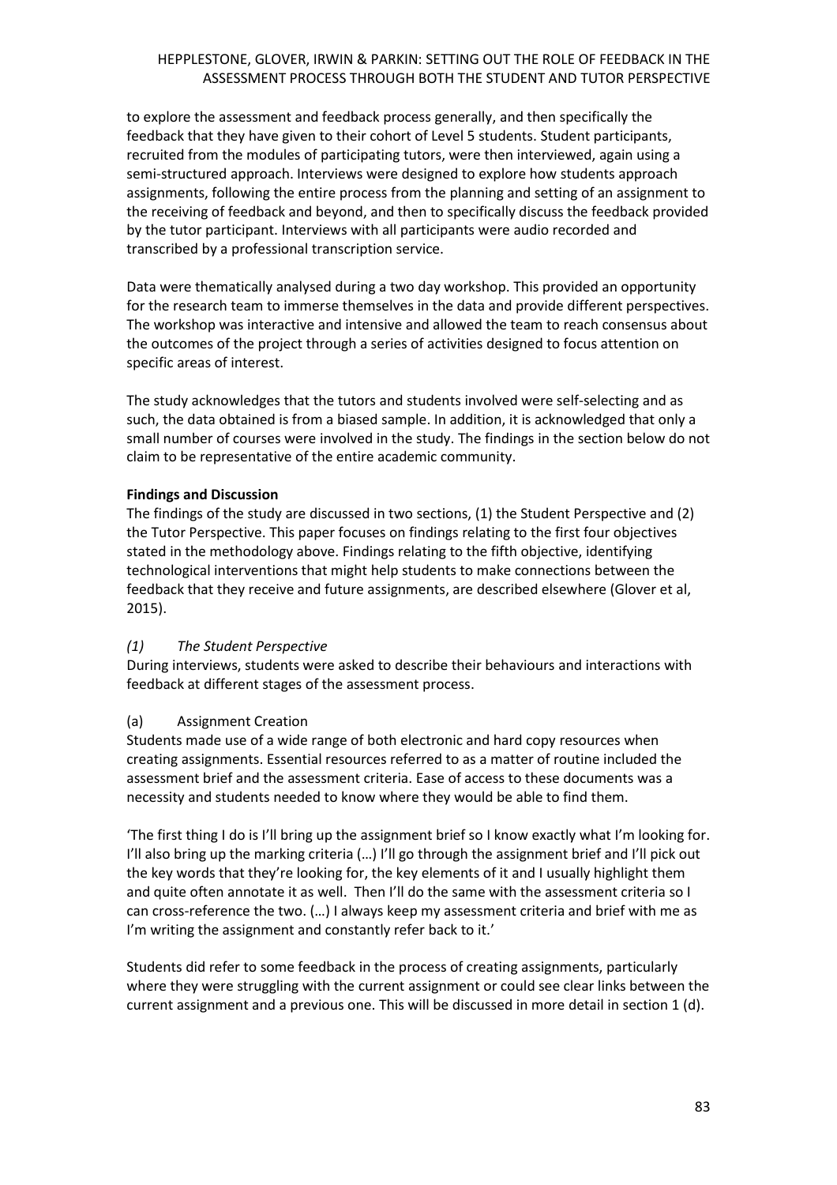to explore the assessment and feedback process generally, and then specifically the feedback that they have given to their cohort of Level 5 students. Student participants, recruited from the modules of participating tutors, were then interviewed, again using a semi-structured approach. Interviews were designed to explore how students approach assignments, following the entire process from the planning and setting of an assignment to the receiving of feedback and beyond, and then to specifically discuss the feedback provided by the tutor participant. Interviews with all participants were audio recorded and transcribed by a professional transcription service.

Data were thematically analysed during a two day workshop. This provided an opportunity for the research team to immerse themselves in the data and provide different perspectives. The workshop was interactive and intensive and allowed the team to reach consensus about the outcomes of the project through a series of activities designed to focus attention on specific areas of interest.

The study acknowledges that the tutors and students involved were self-selecting and as such, the data obtained is from a biased sample. In addition, it is acknowledged that only a small number of courses were involved in the study. The findings in the section below do not claim to be representative of the entire academic community.

**Findings and Discussion**

The findings of the study are discussed in two sections, (1) the Student Perspective and (2) the Tutor Perspective. This paper focuses on findings relating to the first four objectives stated in the methodology above. Findings relating to the fifth objective, identifying technological interventions that might help students to make connections between the feedback that they receive and future assignments, are described elsewhere (Glover et al, 2015).

*(1) The Student Perspective*

During interviews, students were asked to describe their behaviours and interactions with feedback at different stages of the assessment process.

(a) Assignment Creation

Students made use of a wide range of both electronic and hard copy resources when creating assignments. Essential resources referred to as a matter of routine included the assessment brief and the assessment criteria. Ease of access to these documents was a necessity and students needed to know where they would be able to find them.

'The first thing I do is I'll bring up the assignment brief so I know exactly what I'm looking for. I'll also bring up the marking criteria (…) I'll go through the assignment brief and I'll pick out the key words that they're looking for, the key elements of it and I usually highlight them and quite often annotate it as well. Then I'll do the same with the assessment criteria so I can cross-reference the two. (…) I always keep my assessment criteria and brief with me as I'm writing the assignment and constantly refer back to it.'

Students did refer to some feedback in the process of creating assignments, particularly where they were struggling with the current assignment or could see clear links between the current assignment and a previous one. This will be discussed in more detail in section 1 (d).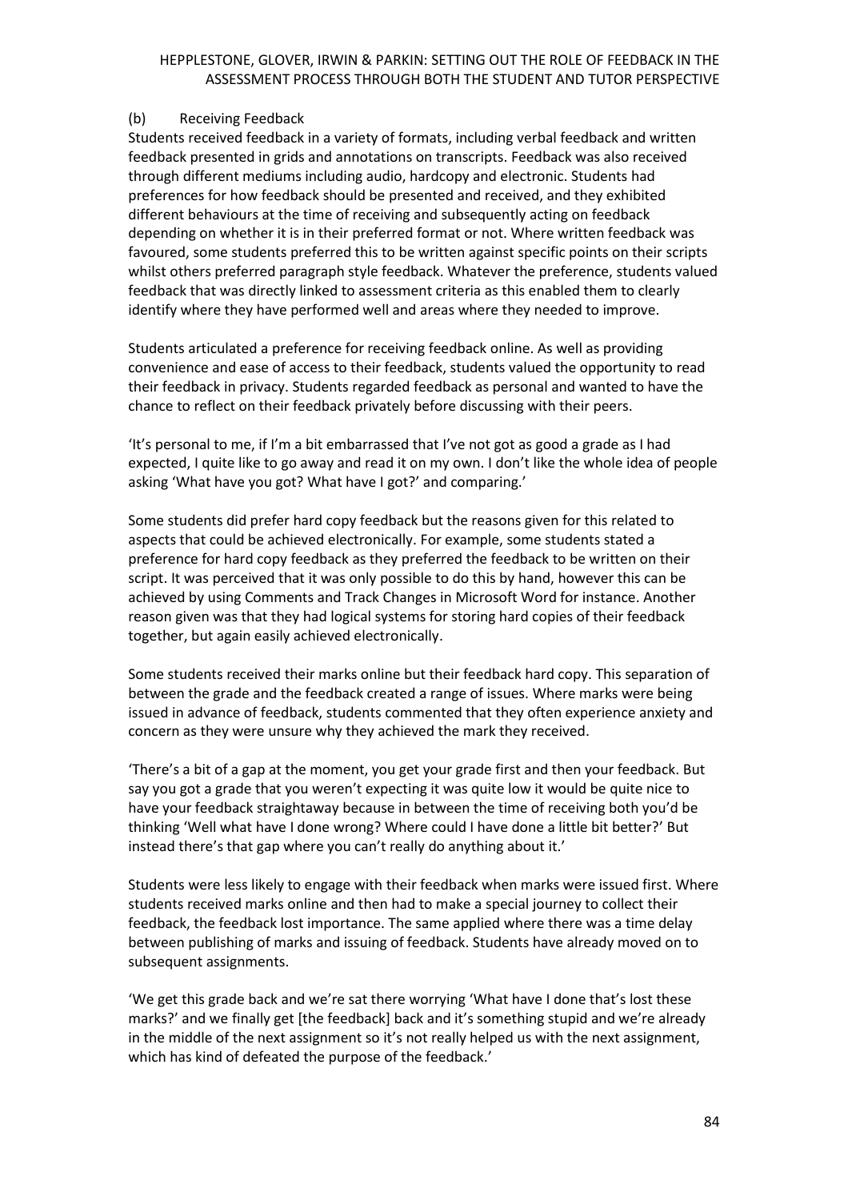### (b) Receiving Feedback

Students received feedback in a variety of formats, including verbal feedback and written feedback presented in grids and annotations on transcripts. Feedback was also received through different mediums including audio, hardcopy and electronic. Students had preferences for how feedback should be presented and received, and they exhibited different behaviours at the time of receiving and subsequently acting on feedback depending on whether it is in their preferred format or not. Where written feedback was favoured, some students preferred this to be written against specific points on their scripts whilst others preferred paragraph style feedback. Whatever the preference, students valued feedback that was directly linked to assessment criteria as this enabled them to clearly identify where they have performed well and areas where they needed to improve.

Students articulated a preference for receiving feedback online. As well as providing convenience and ease of access to their feedback, students valued the opportunity to read their feedback in privacy. Students regarded feedback as personal and wanted to have the chance to reflect on their feedback privately before discussing with their peers.

'It's personal to me, if I'm a bit embarrassed that I've not got as good a grade as I had expected, I quite like to go away and read it on my own. I don't like the whole idea of people asking 'What have you got? What have I got?' and comparing.'

Some students did prefer hard copy feedback but the reasons given for this related to aspects that could be achieved electronically. For example, some students stated a preference for hard copy feedback as they preferred the feedback to be written on their script. It was perceived that it was only possible to do this by hand, however this can be achieved by using Comments and Track Changes in Microsoft Word for instance. Another reason given was that they had logical systems for storing hard copies of their feedback together, but again easily achieved electronically.

Some students received their marks online but their feedback hard copy. This separation of between the grade and the feedback created a range of issues. Where marks were being issued in advance of feedback, students commented that they often experience anxiety and concern as they were unsure why they achieved the mark they received.

'There's a bit of a gap at the moment, you get your grade first and then your feedback. But say you got a grade that you weren't expecting it was quite low it would be quite nice to have your feedback straightaway because in between the time of receiving both you'd be thinking 'Well what have I done wrong? Where could I have done a little bit better?' But instead there's that gap where you can't really do anything about it.'

Students were less likely to engage with their feedback when marks were issued first. Where students received marks online and then had to make a special journey to collect their feedback, the feedback lost importance. The same applied where there was a time delay between publishing of marks and issuing of feedback. Students have already moved on to subsequent assignments.

'We get this grade back and we're sat there worrying 'What have I done that's lost these marks?' and we finally get [the feedback] back and it's something stupid and we're already in the middle of the next assignment so it's not really helped us with the next assignment, which has kind of defeated the purpose of the feedback.'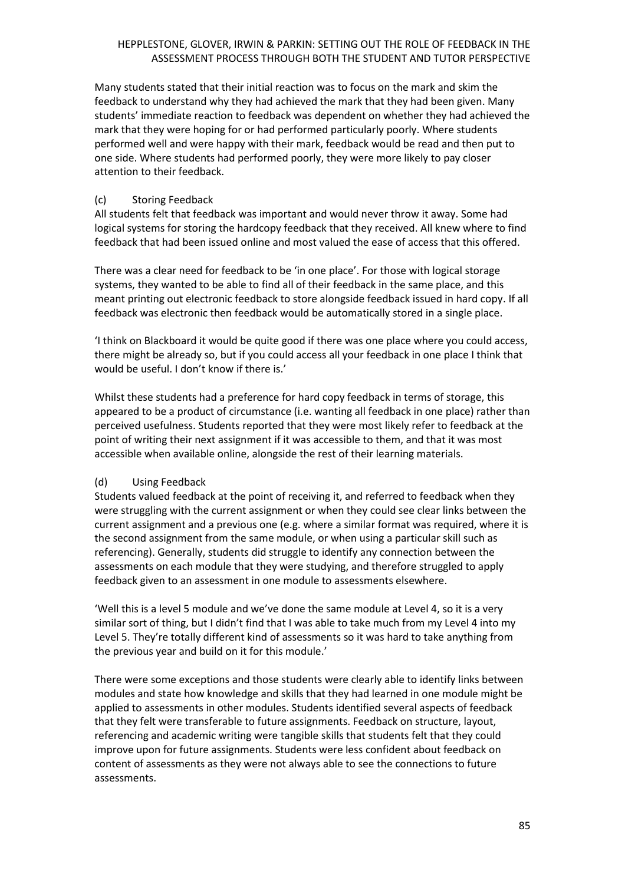Many students stated that their initial reaction was to focus on the mark and skim the feedback to understand why they had achieved the mark that they had been given. Many students' immediate reaction to feedback was dependent on whether they had achieved the mark that they were hoping for or had performed particularly poorly. Where students performed well and were happy with their mark, feedback would be read and then put to one side. Where students had performed poorly, they were more likely to pay closer attention to their feedback.

### (c) Storing Feedback

All students felt that feedback was important and would never throw it away. Some had logical systems for storing the hardcopy feedback that they received. All knew where to find feedback that had been issued online and most valued the ease of access that this offered.

There was a clear need for feedback to be 'in one place'. For those with logical storage systems, they wanted to be able to find all of their feedback in the same place, and this meant printing out electronic feedback to store alongside feedback issued in hard copy. If all feedback was electronic then feedback would be automatically stored in a single place.

'I think on Blackboard it would be quite good if there was one place where you could access, there might be already so, but if you could access all your feedback in one place I think that would be useful. I don't know if there is.'

Whilst these students had a preference for hard copy feedback in terms of storage, this appeared to be a product of circumstance (i.e. wanting all feedback in one place) rather than perceived usefulness. Students reported that they were most likely refer to feedback at the point of writing their next assignment if it was accessible to them, and that it was most accessible when available online, alongside the rest of their learning materials.

### (d) Using Feedback

Students valued feedback at the point of receiving it, and referred to feedback when they were struggling with the current assignment or when they could see clear links between the current assignment and a previous one (e.g. where a similar format was required, where it is the second assignment from the same module, or when using a particular skill such as referencing). Generally, students did struggle to identify any connection between the assessments on each module that they were studying, and therefore struggled to apply feedback given to an assessment in one module to assessments elsewhere.

'Well this is a level 5 module and we've done the same module at Level 4, so it is a very similar sort of thing, but I didn't find that I was able to take much from my Level 4 into my Level 5. They're totally different kind of assessments so it was hard to take anything from the previous year and build on it for this module.'

There were some exceptions and those students were clearly able to identify links between modules and state how knowledge and skills that they had learned in one module might be applied to assessments in other modules. Students identified several aspects of feedback that they felt were transferable to future assignments. Feedback on structure, layout, referencing and academic writing were tangible skills that students felt that they could improve upon for future assignments. Students were less confident about feedback on content of assessments as they were not always able to see the connections to future assessments.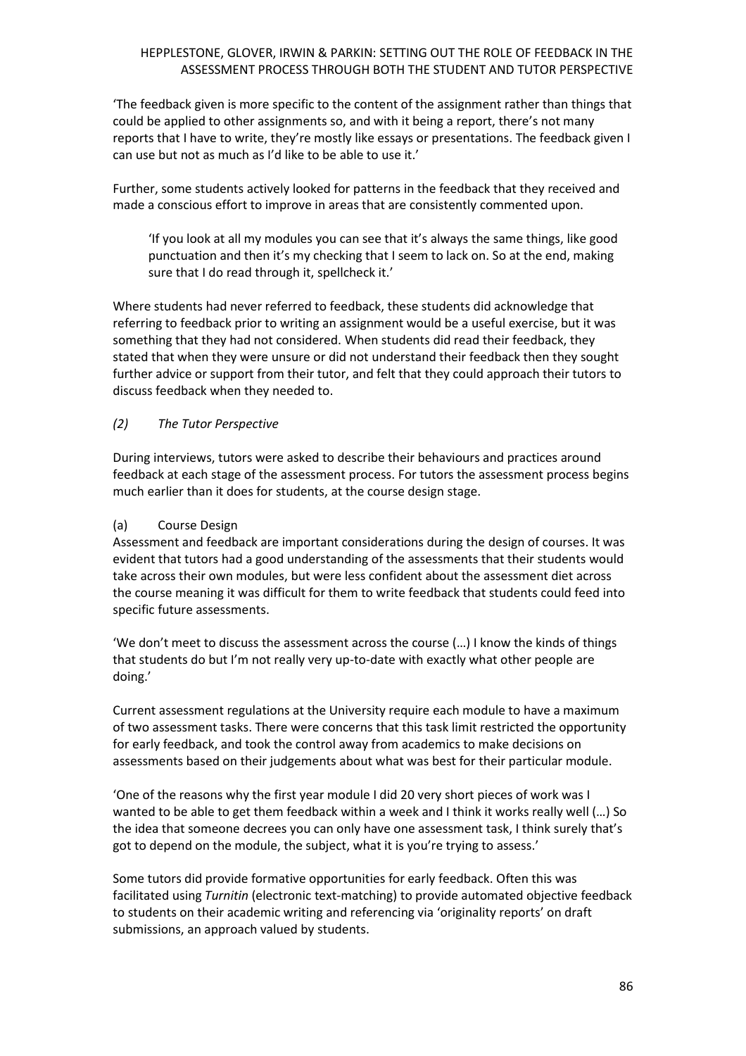'The feedback given is more specific to the content of the assignment rather than things that could be applied to other assignments so, and with it being a report, there's not many reports that I have to write, they're mostly like essays or presentations. The feedback given I can use but not as much as I'd like to be able to use it.'

Further, some students actively looked for patterns in the feedback that they received and made a conscious effort to improve in areas that are consistently commented upon.

> 'If you look at all my modules you can see that it's always the same things, like good punctuation and then it's my checking that I seem to lack on. So at the end, making sure that I do read through it, spellcheck it.'

Where students had never referred to feedback, these students did acknowledge that referring to feedback prior to writing an assignment would be a useful exercise, but it was something that they had not considered. When students did read their feedback, they stated that when they were unsure or did not understand their feedback then they sought further advice or support from their tutor, and felt that they could approach their tutors to discuss feedback when they needed to.

### *(2) The Tutor Perspective*

During interviews, tutors were asked to describe their behaviours and practices around feedback at each stage of the assessment process. For tutors the assessment process begins much earlier than it does for students, at the course design stage.

#### (a) Course Design

Assessment and feedback are important considerations during the design of courses. It was evident that tutors had a good understanding of the assessments that their students would take across their own modules, but were less confident about the assessment diet across the course meaning it was difficult for them to write feedback that students could feed into specific future assessments.

'We don't meet to discuss the assessment across the course (…) I know the kinds of things that students do but I'm not really very up-to-date with exactly what other people are doing.'

Current assessment regulations at the University require each module to have a maximum of two assessment tasks. There were concerns that this task limit restricted the opportunity for early feedback, and took the control away from academics to make decisions on assessments based on their judgements about what was best for their particular module.

'One of the reasons why the first year module I did 20 very short pieces of work was I wanted to be able to get them feedback within a week and I think it works really well (…) So the idea that someone decrees you can only have one assessment task, I think surely that's got to depend on the module, the subject, what it is you're trying to assess.'

Some tutors did provide formative opportunities for early feedback. Often this was facilitated using *Turnitin* (electronic text-matching) to provide automated objective feedback to students on their academic writing and referencing via 'originality reports' on draft submissions, an approach valued by students.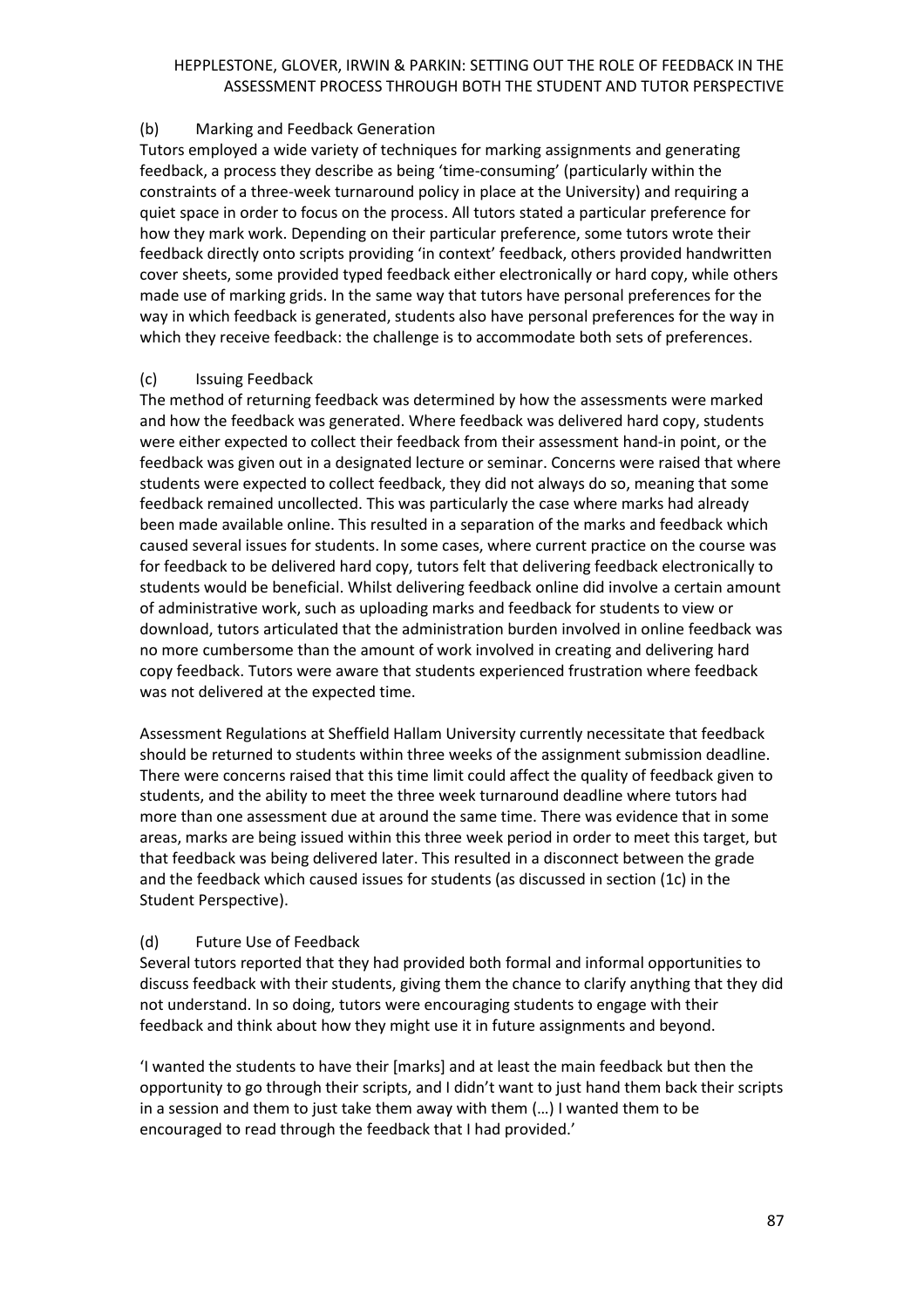### (b) Marking and Feedback Generation

Tutors employed a wide variety of techniques for marking assignments and generating feedback, a process they describe as being 'time-consuming' (particularly within the constraints of a three-week turnaround policy in place at the University) and requiring a quiet space in order to focus on the process. All tutors stated a particular preference for how they mark work. Depending on their particular preference, some tutors wrote their feedback directly onto scripts providing 'in context' feedback, others provided handwritten cover sheets, some provided typed feedback either electronically or hard copy, while others made use of marking grids. In the same way that tutors have personal preferences for the way in which feedback is generated, students also have personal preferences for the way in which they receive feedback: the challenge is to accommodate both sets of preferences.

### (c) Issuing Feedback

The method of returning feedback was determined by how the assessments were marked and how the feedback was generated. Where feedback was delivered hard copy, students were either expected to collect their feedback from their assessment hand-in point, or the feedback was given out in a designated lecture or seminar. Concerns were raised that where students were expected to collect feedback, they did not always do so, meaning that some feedback remained uncollected. This was particularly the case where marks had already been made available online. This resulted in a separation of the marks and feedback which caused several issues for students. In some cases, where current practice on the course was for feedback to be delivered hard copy, tutors felt that delivering feedback electronically to students would be beneficial. Whilst delivering feedback online did involve a certain amount of administrative work, such as uploading marks and feedback for students to view or download, tutors articulated that the administration burden involved in online feedback was no more cumbersome than the amount of work involved in creating and delivering hard copy feedback. Tutors were aware that students experienced frustration where feedback was not delivered at the expected time.

Assessment Regulations at Sheffield Hallam University currently necessitate that feedback should be returned to students within three weeks of the assignment submission deadline. There were concerns raised that this time limit could affect the quality of feedback given to students, and the ability to meet the three week turnaround deadline where tutors had more than one assessment due at around the same time. There was evidence that in some areas, marks are being issued within this three week period in order to meet this target, but that feedback was being delivered later. This resulted in a disconnect between the grade and the feedback which caused issues for students (as discussed in section (1c) in the Student Perspective).

### (d) Future Use of Feedback

Several tutors reported that they had provided both formal and informal opportunities to discuss feedback with their students, giving them the chance to clarify anything that they did not understand. In so doing, tutors were encouraging students to engage with their feedback and think about how they might use it in future assignments and beyond.

'I wanted the students to have their [marks] and at least the main feedback but then the opportunity to go through their scripts, and I didn't want to just hand them back their scripts in a session and them to just take them away with them (…) I wanted them to be encouraged to read through the feedback that I had provided.'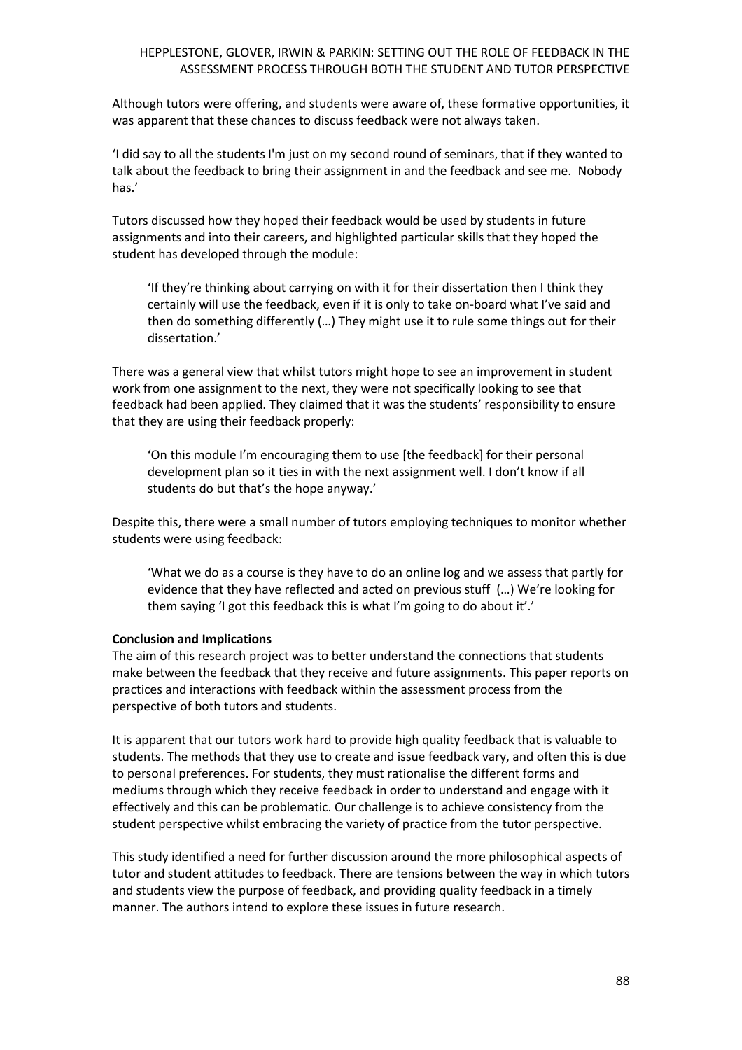Although tutors were offering, and students were aware of, these formative opportunities, it was apparent that these chances to discuss feedback were not always taken.

'I did say to all the students I'm just on my second round of seminars, that if they wanted to talk about the feedback to bring their assignment in and the feedback and see me. Nobody has.'

Tutors discussed how they hoped their feedback would be used by students in future assignments and into their careers, and highlighted particular skills that they hoped the student has developed through the module:

> 'If they're thinking about carrying on with it for their dissertation then I think they certainly will use the feedback, even if it is only to take on-board what I've said and then do something differently (…) They might use it to rule some things out for their dissertation.'

There was a general view that whilst tutors might hope to see an improvement in student work from one assignment to the next, they were not specifically looking to see that feedback had been applied. They claimed that it was the students' responsibility to ensure that they are using their feedback properly:

> 'On this module I'm encouraging them to use [the feedback] for their personal development plan so it ties in with the next assignment well. I don't know if all students do but that's the hope anyway.'

Despite this, there were a small number of tutors employing techniques to monitor whether students were using feedback:

> 'What we do as a course is they have to do an online log and we assess that partly for evidence that they have reflected and acted on previous stuff (…) We're looking for them saying 'I got this feedback this is what I'm going to do about it'.'

**Conclusion and Implications**

The aim of this research project was to better understand the connections that students make between the feedback that they receive and future assignments. This paper reports on practices and interactions with feedback within the assessment process from the perspective of both tutors and students.

It is apparent that our tutors work hard to provide high quality feedback that is valuable to students. The methods that they use to create and issue feedback vary, and often this is due to personal preferences. For students, they must rationalise the different forms and mediums through which they receive feedback in order to understand and engage with it effectively and this can be problematic. Our challenge is to achieve consistency from the student perspective whilst embracing the variety of practice from the tutor perspective.

This study identified a need for further discussion around the more philosophical aspects of tutor and student attitudes to feedback. There are tensions between the way in which tutors and students view the purpose of feedback, and providing quality feedback in a timely manner. The authors intend to explore these issues in future research.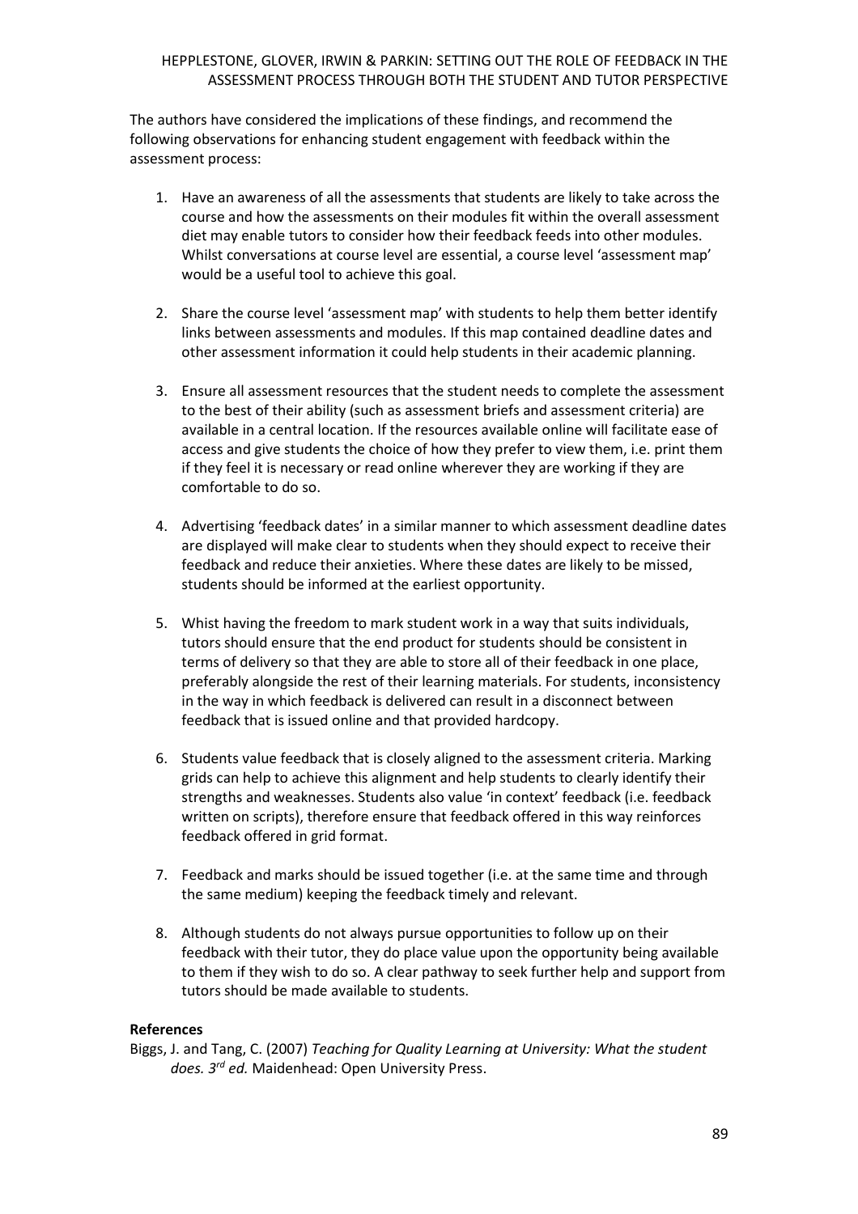The authors have considered the implications of these findings, and recommend the following observations for enhancing student engagement with feedback within the assessment process:

1. Have an awareness of all the assessments that students are likely to take across the course and how the assessments on their modules fit within the overall assessment diet may enable tutors to consider how their feedback feeds into other modules. Whilst conversations at course level are essential, a course level 'assessment map' would be a useful tool to achieve this goal.

2. Share the course level 'assessment map' with students to help them better identify links between assessments and modules. If this map contained deadline dates and other assessment information it could help students in their academic planning.

3. Ensure all assessment resources that the student needs to complete the assessment to the best of their ability (such as assessment briefs and assessment criteria) are available in a central location. If the resources available online will facilitate ease of access and give students the choice of how they prefer to view them, i.e. print them if they feel it is necessary or read online wherever they are working if they are comfortable to do so.

4. Advertising 'feedback dates' in a similar manner to which assessment deadline dates are displayed will make clear to students when they should expect to receive their feedback and reduce their anxieties. Where these dates are likely to be missed, students should be informed at the earliest opportunity.

5. Whist having the freedom to mark student work in a way that suits individuals, tutors should ensure that the end product for students should be consistent in terms of delivery so that they are able to store all of their feedback in one place, preferably alongside the rest of their learning materials. For students, inconsistency in the way in which feedback is delivered can result in a disconnect between feedback that is issued online and that provided hardcopy.

6. Students value feedback that is closely aligned to the assessment criteria. Marking grids can help to achieve this alignment and help students to clearly identify their strengths and weaknesses. Students also value 'in context' feedback (i.e. feedback written on scripts), therefore ensure that feedback offered in this way reinforces feedback offered in grid format.

7. Feedback and marks should be issued together (i.e. at the same time and through the same medium) keeping the feedback timely and relevant.

8. Although students do not always pursue opportunities to follow up on their feedback with their tutor, they do place value upon the opportunity being available to them if they wish to do so. A clear pathway to seek further help and support from tutors should be made available to students.

**References**

Biggs, J. and Tang, C. (2007) *Teaching for Quality Learning at University: What the student does. 3rd ed.* Maidenhead: Open University Press.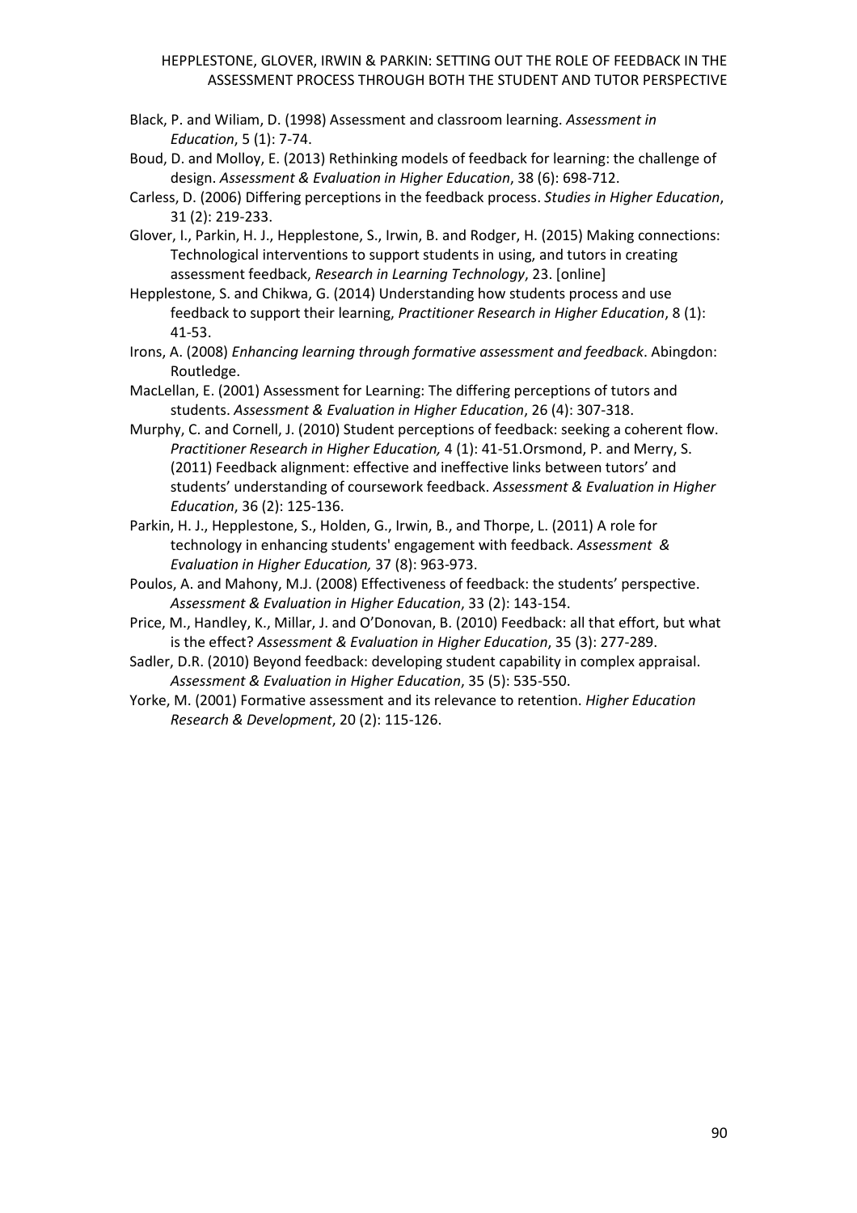Black, P. and Wiliam, D. (1998) Assessment and classroom learning. *Assessment in Education*, 5 (1): 7-74.

Boud, D. and Molloy, E. (2013) Rethinking models of feedback for learning: the challenge of design. *Assessment & Evaluation in Higher Education*, 38 (6): 698-712.

Carless, D. (2006) Differing perceptions in the feedback process. *Studies in Higher Education*, 31 (2): 219-233.

Glover, I., Parkin, H. J., Hepplestone, S., Irwin, B. and Rodger, H. (2015) Making connections: Technological interventions to support students in using, and tutors in creating assessment feedback, *Research in Learning Technology*, 23. [online]

Hepplestone, S. and Chikwa, G. (2014) Understanding how students process and use feedback to support their learning, *Practitioner Research in Higher Education*, 8 (1): 41-53.

Irons, A. (2008) *Enhancing learning through formative assessment and feedback*. Abingdon: Routledge.

MacLellan, E. (2001) Assessment for Learning: The differing perceptions of tutors and students. *Assessment & Evaluation in Higher Education*, 26 (4): 307-318.

Murphy, C. and Cornell, J. (2010) Student perceptions of feedback: seeking a coherent flow. *Practitioner Research in Higher Education,* 4 (1): 41-51.Orsmond, P. and Merry, S. (2011) Feedback alignment: effective and ineffective links between tutors' and students' understanding of coursework feedback. *Assessment & Evaluation in Higher Education*, 36 (2): 125-136.

Parkin, H. J., Hepplestone, S., Holden, G., Irwin, B., and Thorpe, L. (2011) A role for technology in enhancing students' engagement with feedback. *Assessment & Evaluation in Higher Education,* 37 (8): 963-973.

Poulos, A. and Mahony, M.J. (2008) Effectiveness of feedback: the students' perspective. *Assessment & Evaluation in Higher Education*, 33 (2): 143-154.

Price, M., Handley, K., Millar, J. and O'Donovan, B. (2010) Feedback: all that effort, but what is the effect? *Assessment & Evaluation in Higher Education*, 35 (3): 277-289.

Sadler, D.R. (2010) Beyond feedback: developing student capability in complex appraisal. *Assessment & Evaluation in Higher Education*, 35 (5): 535-550.

Yorke, M. (2001) Formative assessment and its relevance to retention. *Higher Education Research & Development*, 20 (2): 115-126.